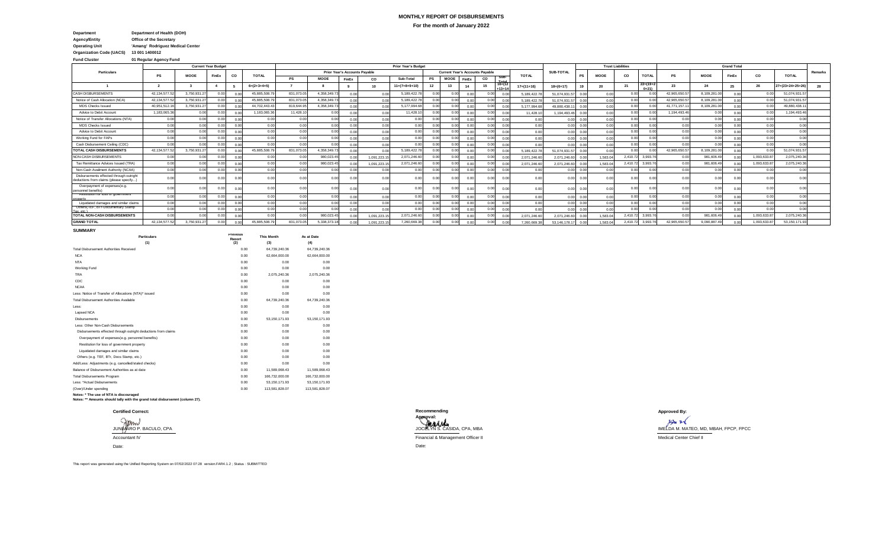# MONTHLY REPORT OF DISBURSEMENTS

**For the month of January 2022**

**Department** Department of Health (DOH)
**Agency/Entity** Office of the Secretary
**Operating Unit** 'Amang' Rodriguez Medical Center
**Organization Code (UACS)** 13 001 1400012
**Fund Cluster** 01 Regular Agency Fund

| Particulars | Current Year Budget | | | | | Prior Year's Budget | | | | | | | | | | | | Trust Liabilities | | | | | | Grand Total | | | | | Remarks |
|---|---|---|---|---|---|---|---|---|---|---|---|---|---|---|---|---|---|---|---|---|---|---|---|---|---|---|---|---|---|
| | PS | MOOE | FinEx | CO | TOTAL | Prior Year's Accounts Payable | | | | | Current Year's Accounts Payable | | | | | TOTAL | SUB-TOTAL | PS | MOOE | CO | TOTAL | PS | MOOE | FinEx | CO | TOTAL | |
| | | | | | | PS | MOOE | FinEx | CO | Sub-Total | PS | MOOE | FinEx | CO | Sub-Total | | | | | | | | | | | | |
| 1 | 2 | 3 | 4 | 5 | 6=(2+3+4+5) | 7 | 8 | 9 | 10 | 11=(7+8+9+10) | 12 | 13 | 14 | 15 | 16=(12+13+14 | 17=(11+16) | 18=(6+17) | 19 | 20 | 21 | 22=(19+20+21) | 23 | 24 | 25 | 26 | 27=(23+24+25+26) | 28 |
| CASH DISBURSEMENTS | 42,134,577.52 | 3,750,931.27 | 0.00 | 0.00 | 45,885,508.79 | 831,073.05 | 4,358,349.73 | 0.00 | 0.00 | 5,189,422.78 | 0.00 | 0.00 | 0.00 | 0.00 | 0.00 | 5,189,422.78 | 51,074,931.57 | 0.00 | 0.00 | 0.00 | 0.00 | 42,965,650.57 | 8,109,281.00 | 0.00 | 0.00 | 51,074,931.57 | |
| Notice of Cash Allocation (NCA) | 42,134,577.52 | 3,750,931.27 | 0.00 | 0.00 | 45,885,508.79 | 831,073.05 | 4,358,349.73 | 0.00 | 0.00 | 5,189,422.78 | 0.00 | 0.00 | 0.00 | 0.00 | 0.00 | 5,189,422.78 | 51,074,931.57 | 0.00 | 0.00 | 0.00 | 0.00 | 42,965,650.57 | 8,109,281.00 | 0.00 | 0.00 | 51,074,931.57 | |
| MDS Checks Issued | 40,951,512.16 | 3,750,931.27 | 0.00 | 0.00 | 44,702,443.43 | 819,644.95 | 4,358,349.73 | 0.00 | 0.00 | 5,177,994.68 | 0.00 | 0.00 | 0.00 | 0.00 | 0.00 | 5,177,994.68 | 49,880,438.11 | 0.00 | 0.00 | 0.00 | 0.00 | 41,771,157.11 | 8,109,281.00 | 0.00 | 0.00 | 49,880,438.11 | |
| Advice to Debit Account | 1,183,065.36 | 0.00 | 0.00 | 0.00 | 1,183,065.36 | 11,428.10 | 0.00 | 0.00 | 0.00 | 11,428.10 | 0.00 | 0.00 | 0.00 | 0.00 | 0.00 | 11,428.10 | 1,194,493.46 | 0.00 | 0.00 | 0.00 | 0.00 | 1,194,493.46 | 0.00 | 0.00 | 0.00 | 1,194,493.46 | |
| Notice of Transfer Allocations (NTA) | 0.00 | 0.00 | 0.00 | 0.00 | 0.00 | 0.00 | 0.00 | 0.00 | 0.00 | 0.00 | 0.00 | 0.00 | 0.00 | 0.00 | 0.00 | 0.00 | 0.00 | 0.00 | 0.00 | 0.00 | 0.00 | 0.00 | 0.00 | 0.00 | 0.00 | 0.00 | |
| MDS Checks Issued | 0.00 | 0.00 | 0.00 | 0.00 | 0.00 | 0.00 | 0.00 | 0.00 | 0.00 | 0.00 | 0.00 | 0.00 | 0.00 | 0.00 | 0.00 | 0.00 | 0.00 | 0.00 | 0.00 | 0.00 | 0.00 | 0.00 | 0.00 | 0.00 | 0.00 | 0.00 | |
| Advice to Debit Account | 0.00 | 0.00 | 0.00 | 0.00 | 0.00 | 0.00 | 0.00 | 0.00 | 0.00 | 0.00 | 0.00 | 0.00 | 0.00 | 0.00 | 0.00 | 0.00 | 0.00 | 0.00 | 0.00 | 0.00 | 0.00 | 0.00 | 0.00 | 0.00 | 0.00 | 0.00 | |
| Working Fund for FAPs | 0.00 | 0.00 | 0.00 | 0.00 | 0.00 | 0.00 | 0.00 | 0.00 | 0.00 | 0.00 | 0.00 | 0.00 | 0.00 | 0.00 | 0.00 | 0.00 | 0.00 | 0.00 | 0.00 | 0.00 | 0.00 | 0.00 | 0.00 | 0.00 | 0.00 | 0.00 | |
| Cash Disbursement Ceiling (CDC) | 0.00 | 0.00 | 0.00 | 0.00 | 0.00 | 0.00 | 0.00 | 0.00 | 0.00 | 0.00 | 0.00 | 0.00 | 0.00 | 0.00 | 0.00 | 0.00 | 0.00 | 0.00 | 0.00 | 0.00 | 0.00 | 0.00 | 0.00 | 0.00 | 0.00 | 0.00 | |
| TOTAL CASH DISBURSEMENTS | 42,134,577.52 | 3,750,931.27 | 0.00 | 0.00 | 45,885,508.79 | 831,073.05 | 4,358,349.73 | 0.00 | 0.00 | 5,189,422.78 | 0.00 | 0.00 | 0.00 | 0.00 | 0.00 | 5,189,422.78 | 51,074,931.57 | 0.00 | 0.00 | 0.00 | 0.00 | 42,965,650.57 | 8,109,281.00 | 0.00 | 0.00 | 51,074,931.57 | |
| NON-CASH DISBURSEMENTS | 0.00 | 0.00 | 0.00 | 0.00 | 0.00 | 0.00 | 980,023.45 | 0.00 | 1,091,223.15 | 2,071,246.60 | 0.00 | 0.00 | 0.00 | 0.00 | 0.00 | 2,071,246.60 | 2,071,246.60 | 0.00 | 1,583.04 | 2,410.72 | 3,993.76 | 0.00 | 981,606.49 | 0.00 | 1,093,633.87 | 2,075,240.36 | |
| Tax Remittance Advices Issued (TRA) | 0.00 | 0.00 | 0.00 | 0.00 | 0.00 | 0.00 | 980,023.45 | 0.00 | 1,091,223.15 | 2,071,246.60 | 0.00 | 0.00 | 0.00 | 0.00 | 0.00 | 2,071,246.60 | 2,071,246.60 | 0.00 | 1,583.04 | 2,410.72 | 3,993.76 | 0.00 | 981,606.49 | 0.00 | 1,093,633.87 | 2,075,240.36 | |
| Non-Cash Availment Authority (NCAA) | 0.00 | 0.00 | 0.00 | 0.00 | 0.00 | 0.00 | 0.00 | 0.00 | 0.00 | 0.00 | 0.00 | 0.00 | 0.00 | 0.00 | 0.00 | 0.00 | 0.00 | 0.00 | 0.00 | 0.00 | 0.00 | 0.00 | 0.00 | 0.00 | 0.00 | 0.00 | |
| Disbursements effected through outright deductions from claims (please specify...) | 0.00 | 0.00 | 0.00 | 0.00 | 0.00 | 0.00 | 0.00 | 0.00 | 0.00 | 0.00 | 0.00 | 0.00 | 0.00 | 0.00 | 0.00 | 0.00 | 0.00 | 0.00 | 0.00 | 0.00 | 0.00 | 0.00 | 0.00 | 0.00 | 0.00 | 0.00 | |
| Overpayment of expenses(e.g. personnel benefits) | 0.00 | 0.00 | 0.00 | 0.00 | 0.00 | 0.00 | 0.00 | 0.00 | 0.00 | 0.00 | 0.00 | 0.00 | 0.00 | 0.00 | 0.00 | 0.00 | 0.00 | 0.00 | 0.00 | 0.00 | 0.00 | 0.00 | 0.00 | 0.00 | 0.00 | 0.00 | |
| Restitution for loss of government property | 0.00 | 0.00 | 0.00 | 0.00 | 0.00 | 0.00 | 0.00 | 0.00 | 0.00 | 0.00 | 0.00 | 0.00 | 0.00 | 0.00 | 0.00 | 0.00 | 0.00 | 0.00 | 0.00 | 0.00 | 0.00 | 0.00 | 0.00 | 0.00 | 0.00 | 0.00 | |
| Liquidated damages and similar claims | 0.00 | 0.00 | 0.00 | 0.00 | 0.00 | 0.00 | 0.00 | 0.00 | 0.00 | 0.00 | 0.00 | 0.00 | 0.00 | 0.00 | 0.00 | 0.00 | 0.00 | 0.00 | 0.00 | 0.00 | 0.00 | 0.00 | 0.00 | 0.00 | 0.00 | 0.00 | |
| Others( TEF, BTr-Documentary Stamp Tax, etc.) | 0.00 | 0.00 | 0.00 | 0.00 | 0.00 | 0.00 | 0.00 | 0.00 | 0.00 | 0.00 | 0.00 | 0.00 | 0.00 | 0.00 | 0.00 | 0.00 | 0.00 | 0.00 | 0.00 | 0.00 | 0.00 | 0.00 | 0.00 | 0.00 | 0.00 | 0.00 | |
| TOTAL NON-CASH DISBURSEMENTS | 0.00 | 0.00 | 0.00 | 0.00 | 0.00 | 0.00 | 980,023.45 | 0.00 | 1,091,223.15 | 2,071,246.60 | 0.00 | 0.00 | 0.00 | 0.00 | 0.00 | 2,071,246.60 | 2,071,246.60 | 0.00 | 1,583.04 | 2,410.72 | 3,993.76 | 0.00 | 981,606.49 | 0.00 | 1,093,633.87 | 2,075,240.36 | |
| GRAND TOTAL | 42,134,577.52 | 3,750,931.27 | 0.00 | 0.00 | 45,885,508.79 | 831,073.05 | 5,338,373.18 | 0.00 | 1,091,223.15 | 7,260,669.38 | 0.00 | 0.00 | 0.00 | 0.00 | 0.00 | 7,260,669.38 | 53,146,178.17 | 0.00 | 1,583.04 | 2,410.72 | 3,993.76 | 42,965,650.57 | 9,090,887.49 | 0.00 | 1,093,633.87 | 53,150,171.93 | |

**SUMMARY**

| Particulars | Previous Report | This Month | As at Date |
|---|---|---|---|
| (1) | (2) | (3) | (4) |
| Total Disbursement Authorities Received | 0.00 | 64,739,240.36 | 64,739,240.36 |
| NCA | 0.00 | 62,664,000.00 | 62,664,000.00 |
| NTA | 0.00 | 0.00 | 0.00 |
| Working Fund | 0.00 | 0.00 | 0.00 |
| TRA | 0.00 | 2,075,240.36 | 2,075,240.36 |
| CDC | 0.00 | 0.00 | 0.00 |
| NCAA | 0.00 | 0.00 | 0.00 |
| Less: Notice of Transfer of Allocations (NTA)* issued | 0.00 | 0.00 | 0.00 |
| Total Disbursement Authorities Available | 0.00 | 64,739,240.36 | 64,739,240.36 |
| Less: | 0.00 | 0.00 | 0.00 |
| Lapsed NCA | 0.00 | 0.00 | 0.00 |
| Disbursements | 0.00 | 53,150,171.93 | 53,150,171.93 |
| Less: Other Non-Cash Disbursements | 0.00 | 0.00 | 0.00 |
| Disbursements effected through outright deductions from claims | 0.00 | 0.00 | 0.00 |
| Overpayment of expenses(e.g. personnel benefits) | 0.00 | 0.00 | 0.00 |
| Restitution for loss of government property | 0.00 | 0.00 | 0.00 |
| Liquidated damages and similar claims | 0.00 | 0.00 | 0.00 |
| Others (e.g. TEF, BTr, Docs Stamp, etc.) | 0.00 | 0.00 | 0.00 |
| Add/Less: Adjustments (e.g. cancelled/staled checks) | 0.00 | 0.00 | 0.00 |
| Balance of Disbursement Authorities as at date | 0.00 | 11,589,068.43 | 11,589,068.43 |
| Total Disbursements Program | 0.00 | 166,732,000.00 | 166,732,000.00 |
| Less: *Actual Disbursements | 0.00 | 53,150,171.93 | 53,150,171.93 |
| (Over)/Under spending | 0.00 | 113,581,828.07 | 113,581,828.07 |

**Notes: * The use of NTA is discouraged**
**Notes: ** Amounts should tally with the grand total disbursemnt (column 27).**

**Certified Correct:**

JUNIMARO P. BACULO, CPA
Accountant IV
Date:

**Recommending Approval:**

JOCELYN S. CASIDA, CPA, MBA
Financial & Management Officer II
Date:

**Approved By:**

IMELDA M. MATEO, MD, MBAH, FPCP, FPCC
Medical Center Chief II

This report was generated using the Unified Reporting System on 07/02/2022 07:28 version.FAR4.1.2 ; Status : SUBMITTED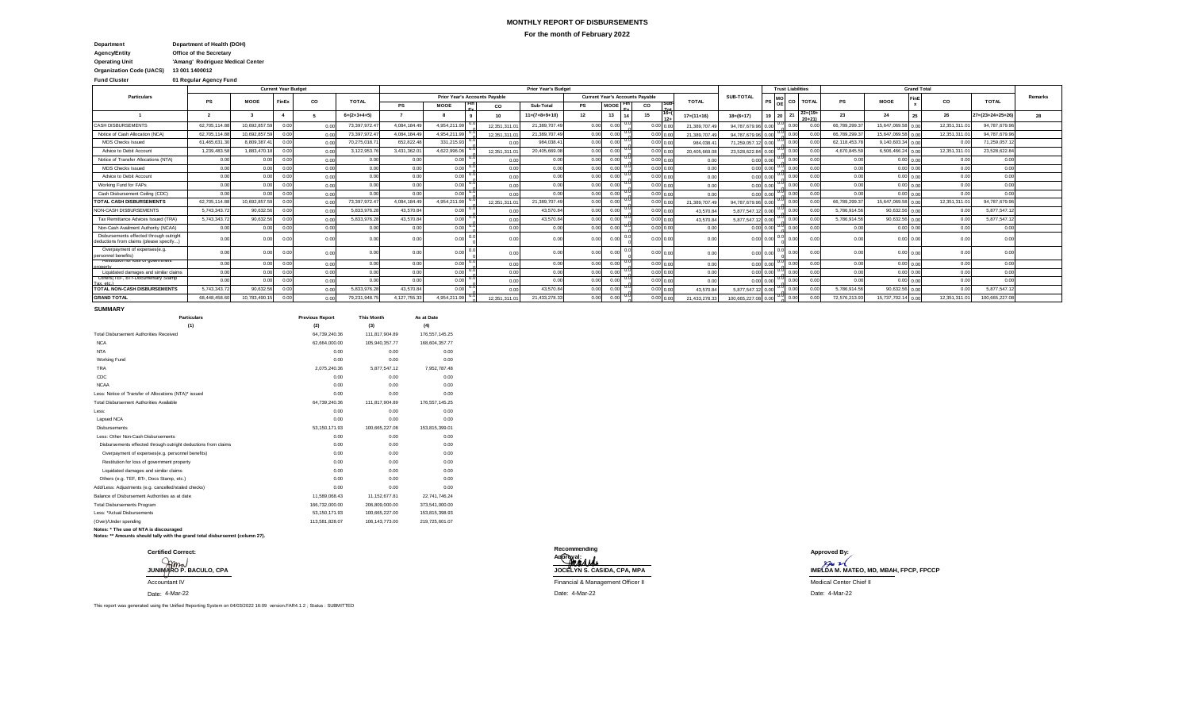# MONTHLY REPORT OF DISBURSEMENTS

**For the month of February 2022**

| | |
|---|---|
| **Department** | **Department of Health (DOH)** |
| **Agency/Entity** | **Office of the Secretary** |
| **Operating Unit** | **'Amang' Rodriguez Medical Center** |
| **Organization Code (UACS)** | **13 001 1400012** |
| **Fund Cluster** | **01 Regular Agency Fund** |

| Particulars | Current Year Budget | | | | | Prior Year's Budget | | | | | | | | | | | | Trust Liabilities | | | | Grand Total | | | | | Remarks |
|---|---|---|---|---|---|---|---|---|---|---|---|---|---|---|---|---|---|---|---|---|---|---|---|---|---|---|---|
| | PS | MOOE | FinEx | CO | TOTAL | Prior Year's Accounts Payable | | | | | Current Year's Accounts Payable | | | | | TOTAL | SUB-TOTAL | PS | MOOE | CO | TOTAL | PS | MOOE | FinEx | CO | TOTAL | |
| | | | | | | PS | MOOE | FinEx | CO | Sub-Total | PS | MOOE | FinEx | CO | Sub-Total | | | | | | | | | | | | |
| 1 | 2 | 3 | 4 | 5 | 6=(2+3+4+5) | 7 | 8 | 9 | 10 | 11=(7+8+9+10) | 12 | 13 | 14 | 15 | 16=(12+...) | 17=(11+16) | 18=(6+17) | 19 | 20 | 21 | 22=(19+20+21) | 23 | 24 | 25 | 26 | 27=(23+24+25+26) | 28 |
| CASH DISBURSEMENTS | 62,705,114.88 | 10,692,857.59 | 0.00 | 0.00 | 73,397,972.47 | 4,084,184.49 | 4,954,211.99 | 0.00 | 12,351,311.01 | 21,389,707.49 | 0.00 | 0.00 | 0.00 | 0.00 | 0.00 | 21,389,707.49 | 94,787,679.96 | 0.00 | 0.00 | 0.00 | 0.00 | 66,789,299.37 | 15,647,069.58 | 0.00 | 12,351,311.01 | 94,787,679.96 | |
| Notice of Cash Allocation (NCA) | 62,705,114.88 | 10,692,857.59 | 0.00 | 0.00 | 73,397,972.47 | 4,084,184.49 | 4,954,211.99 | 0.00 | 12,351,311.01 | 21,389,707.49 | 0.00 | 0.00 | 0.00 | 0.00 | 0.00 | 21,389,707.49 | 94,787,679.96 | 0.00 | 0.00 | 0.00 | 0.00 | 66,789,299.37 | 15,647,069.58 | 0.00 | 12,351,311.01 | 94,787,679.96 | |
| MDS Checks Issued | 61,465,631.30 | 8,809,387.41 | 0.00 | 0.00 | 70,275,018.71 | 652,822.48 | 331,215.93 | 0.00 | 0.00 | 984,038.41 | 0.00 | 0.00 | 0.00 | 0.00 | 0.00 | 984,038.41 | 71,259,057.12 | 0.00 | 0.00 | 0.00 | 0.00 | 62,118,453.78 | 9,140,603.34 | 0.00 | 0.00 | 71,259,057.12 | |
| Advice to Debit Account | 1,239,483.58 | 1,883,470.18 | 0.00 | 0.00 | 3,122,953.76 | 3,431,362.01 | 4,622,996.06 | 0.00 | 12,351,311.01 | 20,405,669.08 | 0.00 | 0.00 | 0.00 | 0.00 | 0.00 | 20,405,669.08 | 23,528,622.84 | 0.00 | 0.00 | 0.00 | 0.00 | 4,670,845.59 | 6,506,466.24 | 0.00 | 12,351,311.01 | 23,528,622.84 | |
| Notice of Transfer Allocations (NTA) | 0.00 | 0.00 | 0.00 | 0.00 | 0.00 | 0.00 | 0.00 | 0.00 | 0.00 | 0.00 | 0.00 | 0.00 | 0.00 | 0.00 | 0.00 | 0.00 | 0.00 | 0.00 | 0.00 | 0.00 | 0.00 | 0.00 | 0.00 | 0.00 | 0.00 | 0.00 | |
| MDS Checks Issued | 0.00 | 0.00 | 0.00 | 0.00 | 0.00 | 0.00 | 0.00 | 0.00 | 0.00 | 0.00 | 0.00 | 0.00 | 0.00 | 0.00 | 0.00 | 0.00 | 0.00 | 0.00 | 0.00 | 0.00 | 0.00 | 0.00 | 0.00 | 0.00 | 0.00 | 0.00 | |
| Advice to Debit Account | 0.00 | 0.00 | 0.00 | 0.00 | 0.00 | 0.00 | 0.00 | 0.00 | 0.00 | 0.00 | 0.00 | 0.00 | 0.00 | 0.00 | 0.00 | 0.00 | 0.00 | 0.00 | 0.00 | 0.00 | 0.00 | 0.00 | 0.00 | 0.00 | 0.00 | 0.00 | |
| Working Fund for FAPs | 0.00 | 0.00 | 0.00 | 0.00 | 0.00 | 0.00 | 0.00 | 0.00 | 0.00 | 0.00 | 0.00 | 0.00 | 0.00 | 0.00 | 0.00 | 0.00 | 0.00 | 0.00 | 0.00 | 0.00 | 0.00 | 0.00 | 0.00 | 0.00 | 0.00 | 0.00 | |
| Cash Disbursement Ceiling (CDC) | 0.00 | 0.00 | 0.00 | 0.00 | 0.00 | 0.00 | 0.00 | 0.00 | 0.00 | 0.00 | 0.00 | 0.00 | 0.00 | 0.00 | 0.00 | 0.00 | 0.00 | 0.00 | 0.00 | 0.00 | 0.00 | 0.00 | 0.00 | 0.00 | 0.00 | 0.00 | |
| TOTAL CASH DISBURSEMENTS | 62,705,114.88 | 10,692,857.59 | 0.00 | 0.00 | 73,397,972.47 | 4,084,184.49 | 4,954,211.99 | 0.00 | 12,351,311.01 | 21,389,707.49 | 0.00 | 0.00 | 0.00 | 0.00 | 0.00 | 21,389,707.49 | 94,787,679.96 | 0.00 | 0.00 | 0.00 | 0.00 | 66,789,299.37 | 15,647,069.58 | 0.00 | 12,351,311.01 | 94,787,679.96 | |
| NON-CASH DISBURSEMENTS | 5,743,343.72 | 90,632.56 | 0.00 | 0.00 | 5,833,976.28 | 43,570.84 | 0.00 | 0.00 | 0.00 | 43,570.84 | 0.00 | 0.00 | 0.00 | 0.00 | 0.00 | 43,570.84 | 5,877,547.12 | 0.00 | 0.00 | 0.00 | 0.00 | 5,786,914.56 | 90,632.56 | 0.00 | 0.00 | 5,877,547.12 | |
| Tax Remittance Advices Issued (TRA) | 5,743,343.72 | 90,632.56 | 0.00 | 0.00 | 5,833,976.28 | 43,570.84 | 0.00 | 0.00 | 0.00 | 43,570.84 | 0.00 | 0.00 | 0.00 | 0.00 | 0.00 | 43,570.84 | 5,877,547.12 | 0.00 | 0.00 | 0.00 | 0.00 | 5,786,914.56 | 90,632.56 | 0.00 | 0.00 | 5,877,547.12 | |
| Non-Cash Availment Authority (NCAA) | 0.00 | 0.00 | 0.00 | 0.00 | 0.00 | 0.00 | 0.00 | 0.00 | 0.00 | 0.00 | 0.00 | 0.00 | 0.00 | 0.00 | 0.00 | 0.00 | 0.00 | 0.00 | 0.00 | 0.00 | 0.00 | 0.00 | 0.00 | 0.00 | 0.00 | 0.00 | |
| Disbursements effected through outright deductions from claims (please specify...) | 0.00 | 0.00 | 0.00 | 0.00 | 0.00 | 0.00 | 0.00 | 0.00 | 0.00 | 0.00 | 0.00 | 0.00 | 0.00 | 0.00 | 0.00 | 0.00 | 0.00 | 0.00 | 0.00 | 0.00 | 0.00 | 0.00 | 0.00 | 0.00 | 0.00 | 0.00 | |
| Overpayment of expenses(e.g. personnel benefits) | 0.00 | 0.00 | 0.00 | 0.00 | 0.00 | 0.00 | 0.00 | 0.00 | 0.00 | 0.00 | 0.00 | 0.00 | 0.00 | 0.00 | 0.00 | 0.00 | 0.00 | 0.00 | 0.00 | 0.00 | 0.00 | 0.00 | 0.00 | 0.00 | 0.00 | 0.00 | |
| Restitution for loss of government property | 0.00 | 0.00 | 0.00 | 0.00 | 0.00 | 0.00 | 0.00 | 0.00 | 0.00 | 0.00 | 0.00 | 0.00 | 0.00 | 0.00 | 0.00 | 0.00 | 0.00 | 0.00 | 0.00 | 0.00 | 0.00 | 0.00 | 0.00 | 0.00 | 0.00 | 0.00 | |
| Liquidated damages and similar claims | 0.00 | 0.00 | 0.00 | 0.00 | 0.00 | 0.00 | 0.00 | 0.00 | 0.00 | 0.00 | 0.00 | 0.00 | 0.00 | 0.00 | 0.00 | 0.00 | 0.00 | 0.00 | 0.00 | 0.00 | 0.00 | 0.00 | 0.00 | 0.00 | 0.00 | 0.00 | |
| Others(TEF, BTr-Documentary Stamp Tax, etc.) | 0.00 | 0.00 | 0.00 | 0.00 | 0.00 | 0.00 | 0.00 | 0.00 | 0.00 | 0.00 | 0.00 | 0.00 | 0.00 | 0.00 | 0.00 | 0.00 | 0.00 | 0.00 | 0.00 | 0.00 | 0.00 | 0.00 | 0.00 | 0.00 | 0.00 | 0.00 | |
| TOTAL NON-CASH DISBURSEMENTS | 5,743,343.72 | 90,632.56 | 0.00 | 0.00 | 5,833,976.28 | 43,570.84 | 0.00 | 0.00 | 0.00 | 43,570.84 | 0.00 | 0.00 | 0.00 | 0.00 | 0.00 | 43,570.84 | 5,877,547.12 | 0.00 | 0.00 | 0.00 | 0.00 | 5,786,914.56 | 90,632.56 | 0.00 | 0.00 | 5,877,547.12 | |
| GRAND TOTAL | 68,448,458.60 | 10,783,490.15 | 0.00 | 0.00 | 79,231,948.75 | 4,127,755.33 | 4,954,211.99 | 0.00 | 12,351,311.01 | 21,433,278.33 | 0.00 | 0.00 | 0.00 | 0.00 | 0.00 | 21,433,278.33 | 100,665,227.08 | 0.00 | 0.00 | 0.00 | 0.00 | 72,576,213.93 | 15,737,702.14 | 0.00 | 12,351,311.01 | 100,665,227.08 | |

**SUMMARY**

| Particulars | Previous Report | This Month | As at Date |
|---|---|---|---|
| (1) | (2) | (3) | (4) |
| Total Disbursement Authorities Received | 64,739,240.36 | 111,817,904.89 | 176,557,145.25 |
| NCA | 62,664,000.00 | 105,940,357.77 | 168,604,357.77 |
| NTA | 0.00 | 0.00 | 0.00 |
| Working Fund | 0.00 | 0.00 | 0.00 |
| TRA | 2,075,240.36 | 5,877,547.12 | 7,952,787.48 |
| CDC | 0.00 | 0.00 | 0.00 |
| NCAA | 0.00 | 0.00 | 0.00 |
| Less: Notice of Transfer of Allocations (NTA)* issued | 0.00 | 0.00 | 0.00 |
| Total Disbursement Authorities Available | 64,739,240.36 | 111,817,904.89 | 176,557,145.25 |
| Less: | 0.00 | 0.00 | 0.00 |
| Lapsed NCA | 0.00 | 0.00 | 0.00 |
| Disbursements | 53,150,171.93 | 100,665,227.08 | 153,815,399.01 |
| Less: Other Non-Cash Disbursements | 0.00 | 0.00 | 0.00 |
| Disbursements effected through outright deductions from claims | 0.00 | 0.00 | 0.00 |
| Overpayment of expenses(e.g. personnel benefits) | 0.00 | 0.00 | 0.00 |
| Restitution for loss of government property | 0.00 | 0.00 | 0.00 |
| Liquidated damages and similar claims | 0.00 | 0.00 | 0.00 |
| Others (e.g. TEF, BTr, Docs Stamp, etc.) | 0.00 | 0.00 | 0.00 |
| Add/Less: Adjustments (e.g. cancelled/staled checks) | 0.00 | 0.00 | 0.00 |
| Balance of Disbursement Authorities as at date | 11,589,068.43 | 11,152,677.81 | 22,741,746.24 |
| Total Disbursements Program | 166,732,000.00 | 206,809,000.00 | 373,541,000.00 |
| Less: *Actual Disbursements | 53,150,171.93 | 100,665,227.00 | 153,815,398.93 |
| (Over)/Under spending | 113,581,828.07 | 106,143,773.00 | 219,725,601.07 |

**Notes: * The use of NTA is discouraged**
**Notes: ** Amounts should tally with the grand total disbursement (column 27).**

**Certified Correct:**

**JUNIMARO P. BACULO, CPA**
Accountant IV
Date: 4-Mar-22

**Recommending Approval:**

**JOCELYN S. CASIDA, CPA, MPA**
Financial & Management Officer II
Date: 4-Mar-22

**Approved By:**

**IMELDA M. MATEO, MD, MBAH, FPCP, FPCCP**
Medical Center Chief II
Date: 4-Mar-22

This report was generated using the Unified Reporting System on 04/03/2022 16:09 version.FAR4.1.2 ; Status : SUBMITTED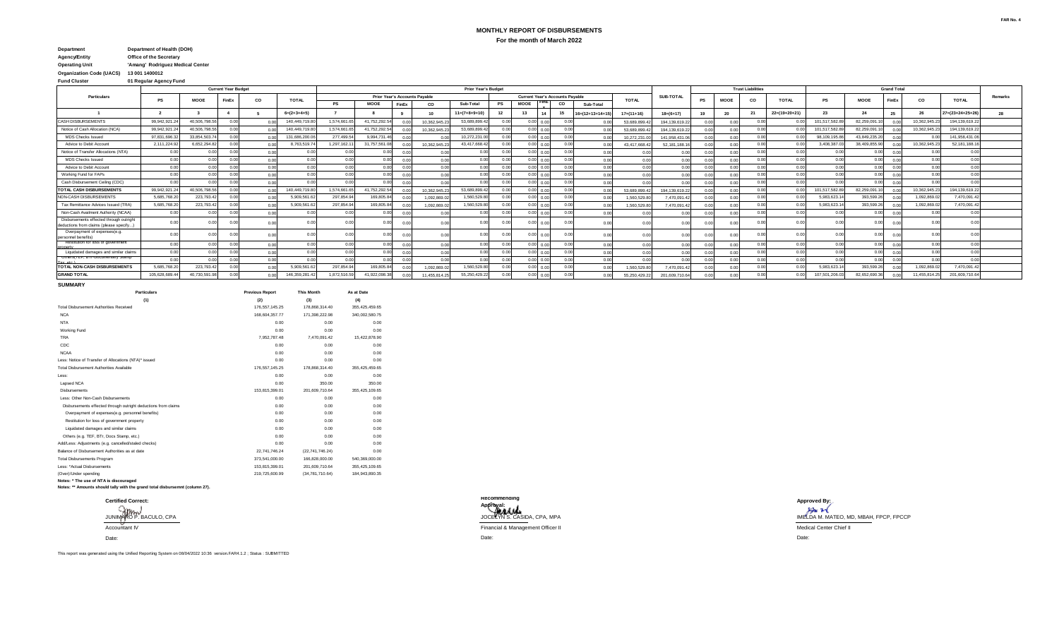FAR No. 4

# MONTHLY REPORT OF DISBURSEMENTS

## For the month of March 2022

**Department** Department of Health (DOH)
**Agency/Entity** Office of the Secretary
**Operating Unit** 'Amang' Rodriguez Medical Center
**Organization Code (UACS)** 13 001 1400012
**Fund Cluster** 01 Regular Agency Fund

| Particulars | Current Year Budget | | | | | Prior Year's Budget | | | | | | | | | | | | Trust Liabilities | | | | | Grand Total | | | | | Remarks |
|---|---|---|---|---|---|---|---|---|---|---|---|---|---|---|---|---|---|---|---|---|---|---|---|---|---|---|---|---|
| | PS | MOOE | FinEx | CO | TOTAL | Prior Year's Accounts Payable | | | | | Current Year's Accounts Payable | | | | | TOTAL | SUB-TOTAL | PS | MOOE | CO | TOTAL | | PS | MOOE | FinEx | CO | TOTAL | |
| | | | | | | PS | MOOE | FinEx | CO | Sub-Total | PS | MOOE | FinEx | CO | Sub-Total | | | | | | | | | | | | | |
| 1 | 2 | 3 | 4 | 5 | 6=(2+3+4+5) | 7 | 8 | 9 | 10 | 11=(7+8+9+10) | 12 | 13 | 14 | 15 | 16=(12+13+14+15) | 17=(11+16) | 18=(6+17) | 19 | 20 | 21 | 22=(19+20+21) | | 23 | 24 | 25 | 26 | 27=(23+24+25+26) | 28 |
| CASH DISBURSEMENTS | 99,942,921.24 | 40,506,798.56 | 0.00 | 0.00 | 140,449,719.80 | 1,574,661.65 | 41,752,292.54 | 0.00 | 10,362,945.23 | 53,689,899.42 | 0.00 | 0.00 | 0.00 | 0.00 | 0.00 | 53,689,899.42 | 194,139,619.22 | 0.00 | 0.00 | 0.00 | 0.00 | | 101,517,582.89 | 82,259,091.10 | 0.00 | 10,362,945.23 | 194,139,619.22 | |
| Notice of Cash Allocation (NCA) | 99,942,921.24 | 40,506,798.56 | 0.00 | 0.00 | 140,449,719.80 | 1,574,661.65 | 41,752,292.54 | 0.00 | 10,362,945.23 | 53,689,899.42 | 0.00 | 0.00 | 0.00 | 0.00 | 0.00 | 53,689,899.42 | 194,139,619.22 | 0.00 | 0.00 | 0.00 | 0.00 | | 101,517,582.89 | 82,259,091.10 | 0.00 | 10,362,945.23 | 194,139,619.22 | |
| MDS Checks Issued | 97,831,696.32 | 33,854,503.74 | 0.00 | 0.00 | 131,686,200.06 | 277,499.54 | 9,994,731.46 | 0.00 | 0.00 | 10,272,231.00 | 0.00 | 0.00 | 0.00 | 0.00 | 0.00 | 10,272,231.00 | 141,958,431.06 | 0.00 | 0.00 | 0.00 | 0.00 | | 98,109,195.86 | 43,849,235.20 | 0.00 | 0.00 | 141,958,431.06 | |
| Advice to Debit Account | 2,111,224.92 | 6,652,294.82 | 0.00 | 0.00 | 8,763,519.74 | 1,297,162.11 | 31,757,561.08 | 0.00 | 10,362,945.23 | 43,417,668.42 | 0.00 | 0.00 | 0.00 | 0.00 | 0.00 | 43,417,668.42 | 52,181,188.16 | 0.00 | 0.00 | 0.00 | 0.00 | | 3,408,387.03 | 38,409,855.90 | 0.00 | 10,362,945.23 | 52,181,188.16 | |
| Notice of Transfer Allocations (NTA) | 0.00 | 0.00 | 0.00 | 0.00 | 0.00 | 0.00 | 0.00 | 0.00 | 0.00 | 0.00 | 0.00 | 0.00 | 0.00 | 0.00 | 0.00 | 0.00 | 0.00 | 0.00 | 0.00 | 0.00 | 0.00 | | 0.00 | 0.00 | 0.00 | 0.00 | 0.00 | |
| MDS Checks Issued | 0.00 | 0.00 | 0.00 | 0.00 | 0.00 | 0.00 | 0.00 | 0.00 | 0.00 | 0.00 | 0.00 | 0.00 | 0.00 | 0.00 | 0.00 | 0.00 | 0.00 | 0.00 | 0.00 | 0.00 | 0.00 | | 0.00 | 0.00 | 0.00 | 0.00 | 0.00 | |
| Advice to Debit Account | 0.00 | 0.00 | 0.00 | 0.00 | 0.00 | 0.00 | 0.00 | 0.00 | 0.00 | 0.00 | 0.00 | 0.00 | 0.00 | 0.00 | 0.00 | 0.00 | 0.00 | 0.00 | 0.00 | 0.00 | 0.00 | | 0.00 | 0.00 | 0.00 | 0.00 | 0.00 | |
| Working Fund for FAPs | 0.00 | 0.00 | 0.00 | 0.00 | 0.00 | 0.00 | 0.00 | 0.00 | 0.00 | 0.00 | 0.00 | 0.00 | 0.00 | 0.00 | 0.00 | 0.00 | 0.00 | 0.00 | 0.00 | 0.00 | 0.00 | | 0.00 | 0.00 | 0.00 | 0.00 | 0.00 | |
| Cash Disbursement Ceiling (CDC) | 0.00 | 0.00 | 0.00 | 0.00 | 0.00 | 0.00 | 0.00 | 0.00 | 0.00 | 0.00 | 0.00 | 0.00 | 0.00 | 0.00 | 0.00 | 0.00 | 0.00 | 0.00 | 0.00 | 0.00 | 0.00 | | 0.00 | 0.00 | 0.00 | 0.00 | 0.00 | |
| TOTAL CASH DISBURSEMENTS | 99,942,921.24 | 40,506,798.56 | 0.00 | 0.00 | 140,449,719.80 | 1,574,661.65 | 41,752,292.54 | 0.00 | 10,362,945.23 | 53,689,899.42 | 0.00 | 0.00 | 0.00 | 0.00 | 0.00 | 53,689,899.42 | 194,139,619.22 | 0.00 | 0.00 | 0.00 | 0.00 | | 101,517,582.89 | 82,259,091.10 | 0.00 | 10,362,945.23 | 194,139,619.22 | |
| NON-CASH DISBURSEMENTS | 5,685,768.20 | 223,793.42 | 0.00 | 0.00 | 5,909,561.62 | 297,854.94 | 169,805.84 | 0.00 | 1,092,869.02 | 1,560,529.80 | 0.00 | 0.00 | 0.00 | 0.00 | 0.00 | 1,560,529.80 | 7,470,091.42 | 0.00 | 0.00 | 0.00 | 0.00 | | 5,983,623.14 | 393,599.26 | 0.00 | 1,092,869.02 | 7,470,091.42 | |
| Tax Remittance Advices Issued (TRA) | 5,685,768.20 | 223,793.42 | 0.00 | 0.00 | 5,909,561.62 | 297,854.94 | 169,805.84 | 0.00 | 1,092,869.02 | 1,560,529.80 | 0.00 | 0.00 | 0.00 | 0.00 | 0.00 | 1,560,529.80 | 7,470,091.42 | 0.00 | 0.00 | 0.00 | 0.00 | | 5,983,623.14 | 393,599.26 | 0.00 | 1,092,869.02 | 7,470,091.42 | |
| Non-Cash Availment Authority (NCAA) | 0.00 | 0.00 | 0.00 | 0.00 | 0.00 | 0.00 | 0.00 | 0.00 | 0.00 | 0.00 | 0.00 | 0.00 | 0.00 | 0.00 | 0.00 | 0.00 | 0.00 | 0.00 | 0.00 | 0.00 | 0.00 | | 0.00 | 0.00 | 0.00 | 0.00 | 0.00 | |
| Disbursements effected through outright deductions from claims (please specify...) | 0.00 | 0.00 | 0.00 | 0.00 | 0.00 | 0.00 | 0.00 | 0.00 | 0.00 | 0.00 | 0.00 | 0.00 | 0.00 | 0.00 | 0.00 | 0.00 | 0.00 | 0.00 | 0.00 | 0.00 | 0.00 | | 0.00 | 0.00 | 0.00 | 0.00 | 0.00 | |
| Overpayment of expenses(e.g. personnel benefits) | 0.00 | 0.00 | 0.00 | 0.00 | 0.00 | 0.00 | 0.00 | 0.00 | 0.00 | 0.00 | 0.00 | 0.00 | 0.00 | 0.00 | 0.00 | 0.00 | 0.00 | 0.00 | 0.00 | 0.00 | 0.00 | | 0.00 | 0.00 | 0.00 | 0.00 | 0.00 | |
| Restitution for loss of government property | 0.00 | 0.00 | 0.00 | 0.00 | 0.00 | 0.00 | 0.00 | 0.00 | 0.00 | 0.00 | 0.00 | 0.00 | 0.00 | 0.00 | 0.00 | 0.00 | 0.00 | 0.00 | 0.00 | 0.00 | 0.00 | | 0.00 | 0.00 | 0.00 | 0.00 | 0.00 | |
| Liquidated damages and similar claims | 0.00 | 0.00 | 0.00 | 0.00 | 0.00 | 0.00 | 0.00 | 0.00 | 0.00 | 0.00 | 0.00 | 0.00 | 0.00 | 0.00 | 0.00 | 0.00 | 0.00 | 0.00 | 0.00 | 0.00 | 0.00 | | 0.00 | 0.00 | 0.00 | 0.00 | 0.00 | |
| Others(TEF, BTr-Documentary Stamp Tax, etc.) | 0.00 | 0.00 | 0.00 | 0.00 | 0.00 | 0.00 | 0.00 | 0.00 | 0.00 | 0.00 | 0.00 | 0.00 | 0.00 | 0.00 | 0.00 | 0.00 | 0.00 | 0.00 | 0.00 | 0.00 | 0.00 | | 0.00 | 0.00 | 0.00 | 0.00 | 0.00 | |
| TOTAL NON-CASH DISBURSEMENTS | 5,685,768.20 | 223,793.42 | 0.00 | 0.00 | 5,909,561.62 | 297,854.94 | 169,805.84 | 0.00 | 1,092,869.02 | 1,560,529.80 | 0.00 | 0.00 | 0.00 | 0.00 | 0.00 | 1,560,529.80 | 7,470,091.42 | 0.00 | 0.00 | 0.00 | 0.00 | | 5,983,623.14 | 393,599.26 | 0.00 | 1,092,869.02 | 7,470,091.42 | |
| GRAND TOTAL | 105,628,689.44 | 40,730,591.98 | 0.00 | 0.00 | 146,359,281.42 | 1,872,516.59 | 41,922,098.38 | 0.00 | 11,455,814.25 | 55,250,429.22 | 0.00 | 0.00 | 0.00 | 0.00 | 0.00 | 55,250,429.22 | 201,609,710.64 | 0.00 | 0.00 | 0.00 | 0.00 | | 107,501,206.03 | 82,652,690.36 | 0.00 | 11,455,814.25 | 201,609,710.64 | |

## SUMMARY

| Particulars | Previous Report | This Month | As at Date |
|---|---|---|---|
| (1) | (2) | (3) | (4) |
| Total Disbursement Authorities Received | 176,557,145.25 | 178,868,314.40 | 355,425,459.65 |
| NCA | 168,604,357.77 | 171,398,222.98 | 340,002,580.75 |
| NTA | 0.00 | 0.00 | 0.00 |
| Working Fund | 0.00 | 0.00 | 0.00 |
| TRA | 7,952,787.48 | 7,470,091.42 | 15,422,878.90 |
| CDC | 0.00 | 0.00 | 0.00 |
| NCAA | 0.00 | 0.00 | 0.00 |
| Less: Notice of Transfer of Allocations (NTA)* issued | 0.00 | 0.00 | 0.00 |
| Total Disbursement Authorities Available | 176,557,145.25 | 178,868,314.40 | 355,425,459.65 |
| Less: | 0.00 | 0.00 | 0.00 |
| Lapsed NCA | 0.00 | 350.00 | 350.00 |
| Disbursements | 153,815,399.01 | 201,609,710.64 | 355,425,109.65 |
| Less: Other Non-Cash Disbursements | 0.00 | 0.00 | 0.00 |
| Disbursements effected through outright deductions from claims | 0.00 | 0.00 | 0.00 |
| Overpayment of expenses(e.g. personnel benefits) | 0.00 | 0.00 | 0.00 |
| Restitution for loss of government property | 0.00 | 0.00 | 0.00 |
| Liquidated damages and similar claims | 0.00 | 0.00 | 0.00 |
| Others (e.g. TEF, BTr, Docs Stamp, etc.) | 0.00 | 0.00 | 0.00 |
| Add/Less: Adjustments (e.g. cancelled/staled checks) | 0.00 | 0.00 | 0.00 |
| Balance of Disbursement Authorities as at date | 22,741,746.24 | (22,741,746.24) | 0.00 |
| Total Disbursements Program | 373,541,000.00 | 166,828,000.00 | 540,369,000.00 |
| Less: *Actual Disbursements | 153,815,399.01 | 201,609,710.64 | 355,425,109.65 |
| (Over)/Under spending | 219,725,600.99 | (34,781,710.64) | 184,943,890.35 |

Notes: * The use of NTA is discouraged

Notes: ** Amounts should tally with the grand total disbursemnt (column 27).

**Certified Correct:**

JUNIMARO P. BACULO, CPA
Accountant IV
Date:

**Recommending Approval:**

JOCELYN S. CASIDA, CPA, MPA
Financial & Management Officer II
Date:

**Approved By:**

IMELDA M. MATEO, MD, MBAH, FPCP, FPCCP
Medical Center Chief II
Date:

This report was generated using the Unified Reporting System on 08/04/2022 10:36 version.FAR4.1.2 ; Status : SUBMITTED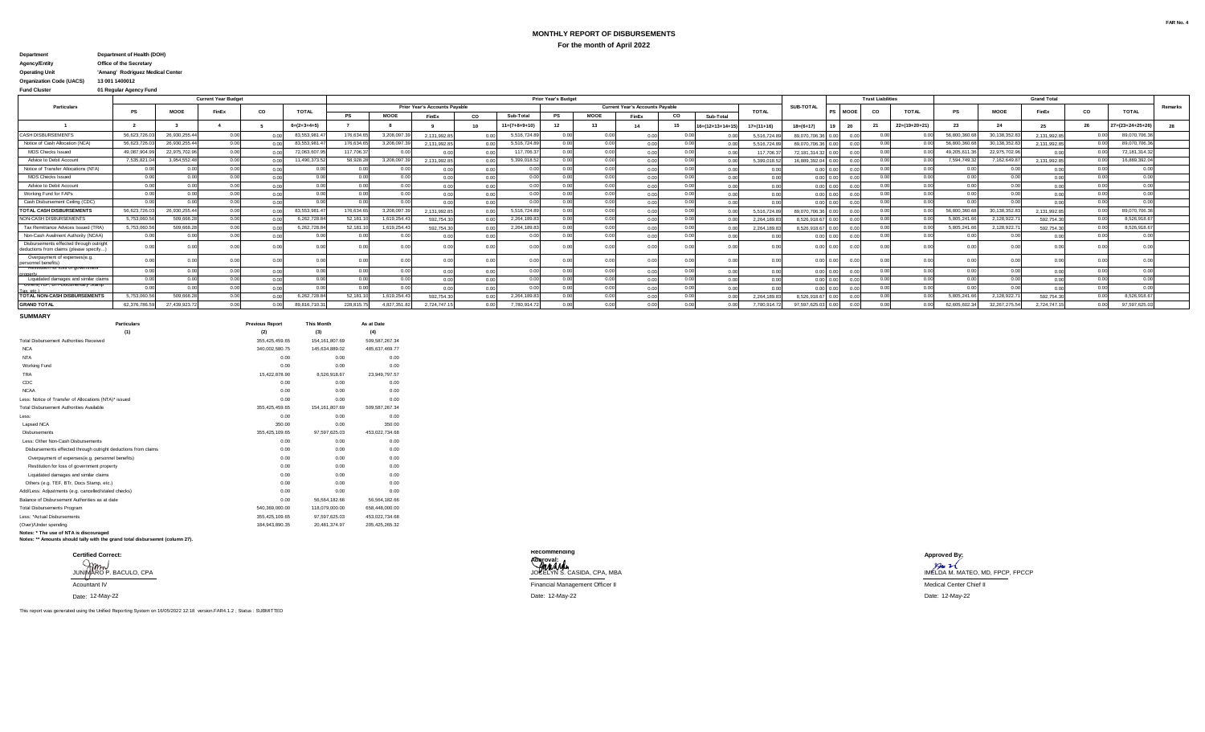FAR No. 4

# MONTHLY REPORT OF DISBURSEMENTS

## For the month of April 2022

**Department** Department of Health (DOH)
**Agency/Entity** Office of the Secretary
**Operating Unit** 'Amang' Rodriguez Medical Center
**Organization Code (UACS)** 13 001 1400012
**Fund Cluster** 01 Regular Agency Fund

| Particulars | Current Year Budget | | | | | Prior Year's Budget | | | | | | | | | | | | Trust Liabilities | | | | | Grand Total | | | | | Remarks |
|---|---|---|---|---|---|---|---|---|---|---|---|---|---|---|---|---|---|---|---|---|---|---|---|---|---|---|---|---|
| | PS | MOOE | FinEx | CO | TOTAL | Prior Year's Accounts Payable | | | | | Current Year's Accounts Payable | | | | | TOTAL | SUB-TOTAL | PS | MOOE | CO | TOTAL | | PS | MOOE | FinEx | CO | TOTAL | |
| | | | | | | PS | MOOE | FinEx | CO | Sub-Total | PS | MOOE | FinEx | CO | Sub-Total | | | | | | | | | | | | | |
| 1 | 2 | 3 | 4 | 5 | 6=(2+3+4+5) | 7 | 8 | 9 | 10 | 11=(7+8+9+10) | 12 | 13 | 14 | 15 | 16=(12+13+14+15) | 17=(11+16) | 18=(6+17) | 19 | 20 | 21 | 22=(19+20+21) | | 23 | 24 | 25 | 26 | 27=(23+24+25+26) | 28 |
| CASH DISBURSEMENTS | 56,623,726.03 | 26,930,255.44 | 0.00 | 0.00 | 83,553,981.47 | 176,634.65 | 3,208,097.39 | 2,131,992.85 | 0.00 | 5,516,724.89 | 0.00 | 0.00 | 0.00 | 0.00 | 0.00 | 5,516,724.89 | 89,070,706.36 | 0.00 | 0.00 | 0.00 | 0.00 | | 56,800,360.68 | 30,138,352.83 | 2,131,992.85 | 0.00 | 89,070,706.36 | |
| Notice of Cash Allocation (NCA) | 56,623,726.03 | 26,930,255.44 | 0.00 | 0.00 | 83,553,981.47 | 176,634.65 | 3,208,097.39 | 2,131,992.85 | 0.00 | 5,516,724.89 | 0.00 | 0.00 | 0.00 | 0.00 | 0.00 | 5,516,724.89 | 89,070,706.36 | 0.00 | 0.00 | 0.00 | 0.00 | | 56,800,360.68 | 30,138,352.83 | 2,131,992.85 | 0.00 | 89,070,706.36 | |
| MDS Checks Issued | 49,087,904.99 | 22,975,702.96 | 0.00 | 0.00 | 72,063,607.95 | 117,706.37 | 0.00 | 0.00 | 0.00 | 117,706.37 | 0.00 | 0.00 | 0.00 | 0.00 | 0.00 | 117,706.37 | 72,181,314.32 | 0.00 | 0.00 | 0.00 | 0.00 | | 49,205,611.36 | 22,975,702.96 | 0.00 | 0.00 | 72,181,314.32 | |
| Advice to Debit Account | 7,535,821.04 | 3,954,552.48 | 0.00 | 0.00 | 11,490,373.52 | 58,928.28 | 3,208,097.39 | 2,131,992.85 | 0.00 | 5,399,018.52 | 0.00 | 0.00 | 0.00 | 0.00 | 0.00 | 5,399,018.52 | 16,889,392.04 | 0.00 | 0.00 | 0.00 | 0.00 | | 7,594,749.32 | 7,162,649.87 | 2,131,992.85 | 0.00 | 16,889,392.04 | |
| Notice of Transfer Allocations (NTA) | 0.00 | 0.00 | 0.00 | 0.00 | 0.00 | 0.00 | 0.00 | 0.00 | 0.00 | 0.00 | 0.00 | 0.00 | 0.00 | 0.00 | 0.00 | 0.00 | 0.00 | 0.00 | 0.00 | 0.00 | 0.00 | | 0.00 | 0.00 | 0.00 | 0.00 | 0.00 | |
| MDS Checks Issued | 0.00 | 0.00 | 0.00 | 0.00 | 0.00 | 0.00 | 0.00 | 0.00 | 0.00 | 0.00 | 0.00 | 0.00 | 0.00 | 0.00 | 0.00 | 0.00 | 0.00 | 0.00 | 0.00 | 0.00 | 0.00 | | 0.00 | 0.00 | 0.00 | 0.00 | 0.00 | |
| Advice to Debit Account | 0.00 | 0.00 | 0.00 | 0.00 | 0.00 | 0.00 | 0.00 | 0.00 | 0.00 | 0.00 | 0.00 | 0.00 | 0.00 | 0.00 | 0.00 | 0.00 | 0.00 | 0.00 | 0.00 | 0.00 | 0.00 | | 0.00 | 0.00 | 0.00 | 0.00 | 0.00 | |
| Working Fund for FAPs | 0.00 | 0.00 | 0.00 | 0.00 | 0.00 | 0.00 | 0.00 | 0.00 | 0.00 | 0.00 | 0.00 | 0.00 | 0.00 | 0.00 | 0.00 | 0.00 | 0.00 | 0.00 | 0.00 | 0.00 | 0.00 | | 0.00 | 0.00 | 0.00 | 0.00 | 0.00 | |
| Cash Disbursement Ceiling (CDC) | 0.00 | 0.00 | 0.00 | 0.00 | 0.00 | 0.00 | 0.00 | 0.00 | 0.00 | 0.00 | 0.00 | 0.00 | 0.00 | 0.00 | 0.00 | 0.00 | 0.00 | 0.00 | 0.00 | 0.00 | 0.00 | | 0.00 | 0.00 | 0.00 | 0.00 | 0.00 | |
| TOTAL CASH DISBURSEMENTS | 56,623,726.03 | 26,930,255.44 | 0.00 | 0.00 | 83,553,981.47 | 176,634.65 | 3,208,097.39 | 2,131,992.85 | 0.00 | 5,516,724.89 | 0.00 | 0.00 | 0.00 | 0.00 | 0.00 | 5,516,724.89 | 89,070,706.36 | 0.00 | 0.00 | 0.00 | 0.00 | | 56,800,360.68 | 30,138,352.83 | 2,131,992.85 | 0.00 | 89,070,706.36 | |
| NON-CASH DISBURSEMENTS | 5,753,060.56 | 509,668.28 | 0.00 | 0.00 | 6,262,728.84 | 52,181.10 | 1,619,254.43 | 592,754.30 | 0.00 | 2,264,189.83 | 0.00 | 0.00 | 0.00 | 0.00 | 0.00 | 2,264,189.83 | 8,526,918.67 | 0.00 | 0.00 | 0.00 | 0.00 | | 5,805,241.66 | 2,128,922.71 | 592,754.30 | 0.00 | 8,526,918.67 | |
| Tax Remittance Advices Issued (TRA) | 5,753,060.56 | 509,668.28 | 0.00 | 0.00 | 6,262,728.84 | 52,181.10 | 1,619,254.43 | 592,754.30 | 0.00 | 2,264,189.83 | 0.00 | 0.00 | 0.00 | 0.00 | 0.00 | 2,264,189.83 | 8,526,918.67 | 0.00 | 0.00 | 0.00 | 0.00 | | 5,805,241.66 | 2,128,922.71 | 592,754.30 | 0.00 | 8,526,918.67 | |
| Non-Cash Availment Authority (NCAA) | 0.00 | 0.00 | 0.00 | 0.00 | 0.00 | 0.00 | 0.00 | 0.00 | 0.00 | 0.00 | 0.00 | 0.00 | 0.00 | 0.00 | 0.00 | 0.00 | 0.00 | 0.00 | 0.00 | 0.00 | 0.00 | | 0.00 | 0.00 | 0.00 | 0.00 | 0.00 | |
| Disbursements effected through outright deductions from claims (please specify...) | 0.00 | 0.00 | 0.00 | 0.00 | 0.00 | 0.00 | 0.00 | 0.00 | 0.00 | 0.00 | 0.00 | 0.00 | 0.00 | 0.00 | 0.00 | 0.00 | 0.00 | 0.00 | 0.00 | 0.00 | 0.00 | | 0.00 | 0.00 | 0.00 | 0.00 | 0.00 | |
| Overpayment of expenses(e.g. personnel benefits) | 0.00 | 0.00 | 0.00 | 0.00 | 0.00 | 0.00 | 0.00 | 0.00 | 0.00 | 0.00 | 0.00 | 0.00 | 0.00 | 0.00 | 0.00 | 0.00 | 0.00 | 0.00 | 0.00 | 0.00 | 0.00 | | 0.00 | 0.00 | 0.00 | 0.00 | 0.00 | |
| Restitution for loss of government property | 0.00 | 0.00 | 0.00 | 0.00 | 0.00 | 0.00 | 0.00 | 0.00 | 0.00 | 0.00 | 0.00 | 0.00 | 0.00 | 0.00 | 0.00 | 0.00 | 0.00 | 0.00 | 0.00 | 0.00 | 0.00 | | 0.00 | 0.00 | 0.00 | 0.00 | 0.00 | |
| Liquidated damages and similar claims | 0.00 | 0.00 | 0.00 | 0.00 | 0.00 | 0.00 | 0.00 | 0.00 | 0.00 | 0.00 | 0.00 | 0.00 | 0.00 | 0.00 | 0.00 | 0.00 | 0.00 | 0.00 | 0.00 | 0.00 | 0.00 | | 0.00 | 0.00 | 0.00 | 0.00 | 0.00 | |
| Others(TEF, BTr-Documentary Stamp Tax, etc.) | 0.00 | 0.00 | 0.00 | 0.00 | 0.00 | 0.00 | 0.00 | 0.00 | 0.00 | 0.00 | 0.00 | 0.00 | 0.00 | 0.00 | 0.00 | 0.00 | 0.00 | 0.00 | 0.00 | 0.00 | 0.00 | | 0.00 | 0.00 | 0.00 | 0.00 | 0.00 | |
| TOTAL NON-CASH DISBURSEMENTS | 5,753,060.56 | 509,668.28 | 0.00 | 0.00 | 6,262,728.84 | 52,181.10 | 1,619,254.43 | 592,754.30 | 0.00 | 2,264,189.83 | 0.00 | 0.00 | 0.00 | 0.00 | 0.00 | 2,264,189.83 | 8,526,918.67 | 0.00 | 0.00 | 0.00 | 0.00 | | 5,805,241.66 | 2,128,922.71 | 592,754.30 | 0.00 | 8,526,918.67 | |
| GRAND TOTAL | 62,376,786.59 | 27,439,923.72 | 0.00 | 0.00 | 89,816,710.31 | 228,815.75 | 4,827,351.82 | 2,724,747.15 | 0.00 | 7,780,914.72 | 0.00 | 0.00 | 0.00 | 0.00 | 0.00 | 7,780,914.72 | 97,597,625.03 | 0.00 | 0.00 | 0.00 | 0.00 | | 62,605,602.34 | 32,267,275.54 | 2,724,747.15 | 0.00 | 97,597,625.03 | |

### SUMMARY

| Particulars | Previous Report | This Month | As at Date |
|---|---|---|---|
| (1) | (2) | (3) | (4) |
| Total Disbursement Authorities Received | 355,425,459.65 | 154,161,807.69 | 509,587,267.34 |
| NCA | 340,002,580.75 | 145,634,889.02 | 485,637,469.77 |
| NTA | 0.00 | 0.00 | 0.00 |
| Working Fund | 0.00 | 0.00 | 0.00 |
| TRA | 15,422,878.90 | 8,526,918.67 | 23,949,797.57 |
| CDC | 0.00 | 0.00 | 0.00 |
| NCAA | 0.00 | 0.00 | 0.00 |
| Less: Notice of Transfer of Allocations (NTA)* issued | 0.00 | 0.00 | 0.00 |
| Total Disbursement Authorities Available | 355,425,459.65 | 154,161,807.69 | 509,587,267.34 |
| Less: | 0.00 | 0.00 | 0.00 |
| Lapsed NCA | 350.00 | 0.00 | 350.00 |
| Disbursements | 355,425,109.65 | 97,597,625.03 | 453,022,734.68 |
| Less: Other Non-Cash Disbursements | 0.00 | 0.00 | 0.00 |
| Disbursements effected through outright deductions from claims | 0.00 | 0.00 | 0.00 |
| Overpayment of expenses(e.g. personnel benefits) | 0.00 | 0.00 | 0.00 |
| Restitution for loss of government property | 0.00 | 0.00 | 0.00 |
| Liquidated damages and similar claims | 0.00 | 0.00 | 0.00 |
| Others (e.g. TEF, BTr, Docs Stamp, etc.) | 0.00 | 0.00 | 0.00 |
| Add/Less: Adjustments (e.g. cancelled/staled checks) | 0.00 | 0.00 | 0.00 |
| Balance of Disbursement Authorities as at date | 0.00 | 56,564,182.66 | 56,564,182.66 |
| Total Disbursements Program | 540,369,000.00 | 118,079,000.00 | 658,448,000.00 |
| Less: *Actual Disbursements | 355,425,109.65 | 97,597,625.03 | 453,022,734.68 |
| (Over)/Under spending | 184,943,890.35 | 20,481,374.97 | 205,425,265.32 |

**Notes: * The use of NTA is discouraged**
**Notes: ** Amounts should tally with the grand total disbursemnt (column 27).**

**Certified Correct:**

JUNIMARO P. BACULO, CPA
Acountant IV
Date: 12-May-22

**Recommending Approval:**

JOCELYN S. CASIDA, CPA, MBA
Financial Management Officer II
Date: 12-May-22

**Approved By:**

IMELDA M. MATEO, MD, FPCP, FPCCP
Medical Center Chief II
Date: 12-May-22

This report was generated using the Unified Reporting System on 16/05/2022 12:18 version.FAR4.1.2 ; Status : SUBMITTED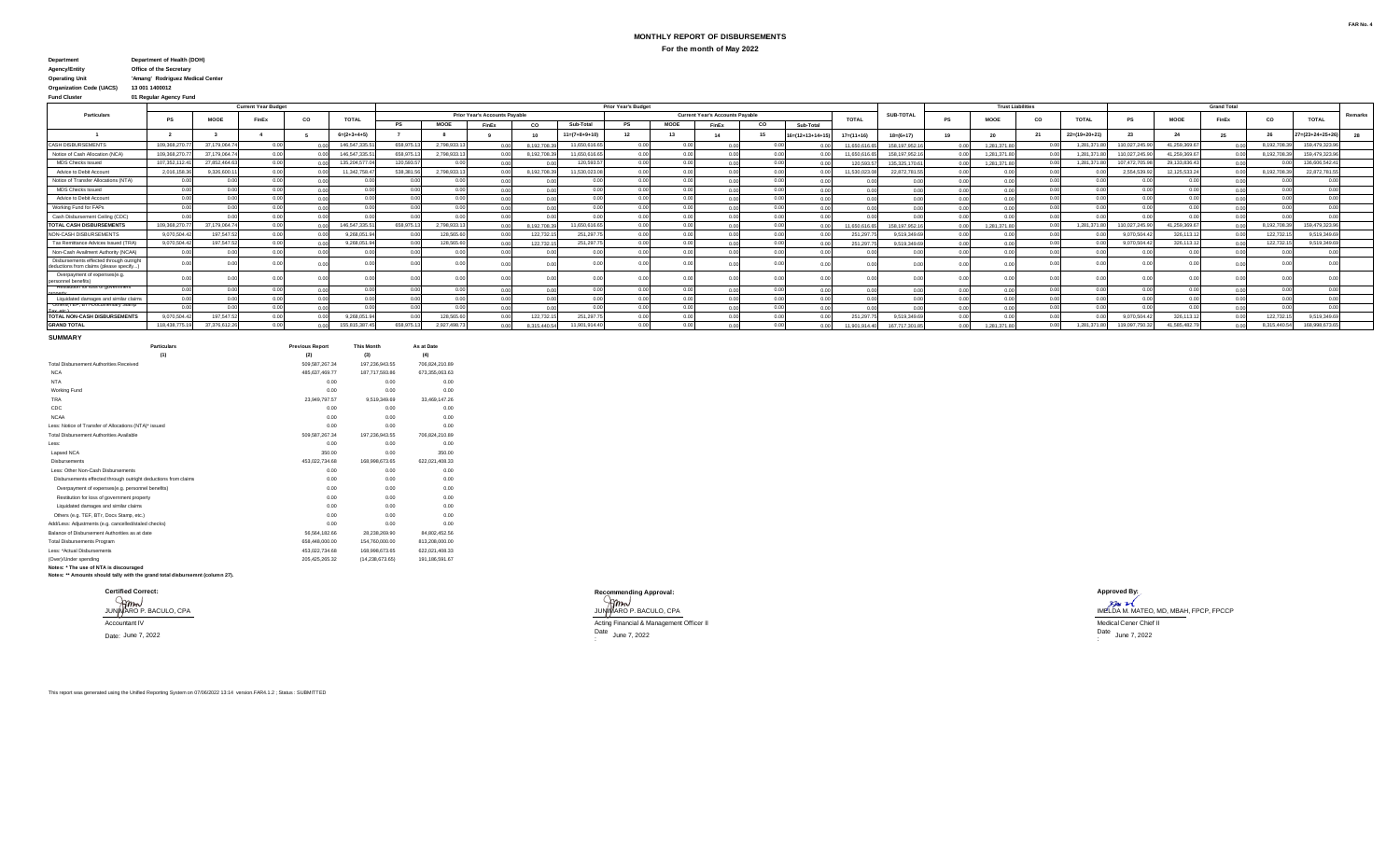FAR No. 4

# MONTHLY REPORT OF DISBURSEMENTS

**For the month of May 2022**

**Department** Department of Health (DOH)
**Agency/Entity** Office of the Secretary
**Operating Unit** 'Amang' Rodriguez Medical Center
**Organization Code (UACS)** 13 001 1400012
**Fund Cluster** 01 Regular Agency Fund

| Particulars | Current Year Budget | | | | | Prior Year's Budget | | | | | | | | | | | | | Trust Liabilities | | | | Grand Total | | | | | Remarks |
|---|---|---|---|---|---|---|---|---|---|---|---|---|---|---|---|---|---|---|---|---|---|---|---|---|---|---|---|---|
| | PS | MOOE | FinEx | CO | TOTAL | Prior Year's Accounts Payable | | | | | Current Year's Accounts Payable | | | | | TOTAL | SUB-TOTAL | PS | MOOE | CO | TOTAL | PS | MOOE | FinEx | CO | TOTAL | |
| | | | | | | PS | MOOE | FinEx | CO | Sub-Total | PS | MOOE | FinEx | CO | Sub-Total | | | | | | | | | | | | |
| 1 | 2 | 3 | 4 | 5 | 6=(2+3+4+5) | 7 | 8 | 9 | 10 | 11=(7+8+9+10) | 12 | 13 | 14 | 15 | 16=(12+13+14+15) | 17=(11+16) | 18=(6+17) | 19 | 20 | 21 | 22=(19+20+21) | 23 | 24 | 25 | 26 | 27=(23+24+25+26) | 28 |
| CASH DISBURSEMENTS | 109,368,270.77 | 37,179,064.74 | 0.00 | 0.00 | 146,547,335.51 | 658,975.13 | 2,798,933.13 | 0.00 | 8,192,708.39 | 11,650,616.65 | 0.00 | 0.00 | 0.00 | 0.00 | 0.00 | 11,650,616.65 | 158,197,952.16 | 0.00 | 1,281,371.80 | 0.00 | 1,281,371.80 | 110,027,245.90 | 41,259,369.67 | 0.00 | 8,192,708.39 | 159,479,323.96 | |
| Notice of Cash Allocation (NCA) | 109,368,270.77 | 37,179,064.74 | 0.00 | 0.00 | 146,547,335.51 | 658,975.13 | 2,798,933.13 | 0.00 | 8,192,708.39 | 11,650,616.65 | 0.00 | 0.00 | 0.00 | 0.00 | 0.00 | 11,650,616.65 | 158,197,952.16 | 0.00 | 1,281,371.80 | 0.00 | 1,281,371.80 | 110,027,245.90 | 41,259,369.67 | 0.00 | 8,192,708.39 | 159,479,323.96 | |
| MDS Checks Issued | 107,352,112.41 | 27,852,464.63 | 0.00 | 0.00 | 135,204,577.04 | 120,593.57 | 0.00 | 0.00 | 0.00 | 120,593.57 | 0.00 | 0.00 | 0.00 | 0.00 | 0.00 | 120,593.57 | 135,325,170.61 | 0.00 | 1,281,371.80 | 0.00 | 1,281,371.80 | 107,472,705.98 | 29,133,836.43 | 0.00 | 0.00 | 136,606,542.41 | |
| Advice to Debit Account | 2,016,158.36 | 9,326,600.11 | 0.00 | 0.00 | 11,342,758.47 | 538,381.56 | 2,798,933.13 | 0.00 | 8,192,708.39 | 11,530,023.08 | 0.00 | 0.00 | 0.00 | 0.00 | 0.00 | 11,530,023.08 | 22,872,781.55 | 0.00 | 0.00 | 0.00 | 0.00 | 2,554,539.92 | 12,125,533.24 | 0.00 | 8,192,708.39 | 22,872,781.55 | |
| Notice of Transfer Allocations (NTA) | 0.00 | 0.00 | 0.00 | 0.00 | 0.00 | 0.00 | 0.00 | 0.00 | 0.00 | 0.00 | 0.00 | 0.00 | 0.00 | 0.00 | 0.00 | 0.00 | 0.00 | 0.00 | 0.00 | 0.00 | 0.00 | 0.00 | 0.00 | 0.00 | 0.00 | 0.00 | |
| MDS Checks Issued | 0.00 | 0.00 | 0.00 | 0.00 | 0.00 | 0.00 | 0.00 | 0.00 | 0.00 | 0.00 | 0.00 | 0.00 | 0.00 | 0.00 | 0.00 | 0.00 | 0.00 | 0.00 | 0.00 | 0.00 | 0.00 | 0.00 | 0.00 | 0.00 | 0.00 | 0.00 | |
| Advice to Debit Account | 0.00 | 0.00 | 0.00 | 0.00 | 0.00 | 0.00 | 0.00 | 0.00 | 0.00 | 0.00 | 0.00 | 0.00 | 0.00 | 0.00 | 0.00 | 0.00 | 0.00 | 0.00 | 0.00 | 0.00 | 0.00 | 0.00 | 0.00 | 0.00 | 0.00 | 0.00 | |
| Working Fund for FAPs | 0.00 | 0.00 | 0.00 | 0.00 | 0.00 | 0.00 | 0.00 | 0.00 | 0.00 | 0.00 | 0.00 | 0.00 | 0.00 | 0.00 | 0.00 | 0.00 | 0.00 | 0.00 | 0.00 | 0.00 | 0.00 | 0.00 | 0.00 | 0.00 | 0.00 | 0.00 | |
| Cash Disbursement Ceiling (CDC) | 0.00 | 0.00 | 0.00 | 0.00 | 0.00 | 0.00 | 0.00 | 0.00 | 0.00 | 0.00 | 0.00 | 0.00 | 0.00 | 0.00 | 0.00 | 0.00 | 0.00 | 0.00 | 0.00 | 0.00 | 0.00 | 0.00 | 0.00 | 0.00 | 0.00 | 0.00 | |
| TOTAL CASH DISBURSEMENTS | 109,368,270.77 | 37,179,064.74 | 0.00 | 0.00 | 146,547,335.51 | 658,975.13 | 2,798,933.13 | 0.00 | 8,192,708.39 | 11,650,616.65 | 0.00 | 0.00 | 0.00 | 0.00 | 0.00 | 11,650,616.65 | 158,197,952.16 | 0.00 | 1,281,371.80 | 0.00 | 1,281,371.80 | 110,027,245.90 | 41,259,369.67 | 0.00 | 8,192,708.39 | 159,479,323.96 | |
| NON-CASH DISBURSEMENTS | 9,070,504.42 | 197,547.52 | 0.00 | 0.00 | 9,268,051.94 | 0.00 | 128,565.60 | 0.00 | 122,732.15 | 251,297.75 | 0.00 | 0.00 | 0.00 | 0.00 | 0.00 | 251,297.75 | 9,519,349.69 | 0.00 | 0.00 | 0.00 | 0.00 | 9,070,504.42 | 326,113.12 | 0.00 | 122,732.15 | 9,519,349.69 | |
| Tax Remittance Advices Issued (TRA) | 9,070,504.42 | 197,547.52 | 0.00 | 0.00 | 9,268,051.94 | 0.00 | 128,565.60 | 0.00 | 122,732.15 | 251,297.75 | 0.00 | 0.00 | 0.00 | 0.00 | 0.00 | 251,297.75 | 9,519,349.69 | 0.00 | 0.00 | 0.00 | 0.00 | 9,070,504.42 | 326,113.12 | 0.00 | 122,732.15 | 9,519,349.69 | |
| Non-Cash Availment Authority (NCAA) | 0.00 | 0.00 | 0.00 | 0.00 | 0.00 | 0.00 | 0.00 | 0.00 | 0.00 | 0.00 | 0.00 | 0.00 | 0.00 | 0.00 | 0.00 | 0.00 | 0.00 | 0.00 | 0.00 | 0.00 | 0.00 | 0.00 | 0.00 | 0.00 | 0.00 | 0.00 | |
| Disbursements effected through outright deductions from claims (please specify...) | 0.00 | 0.00 | 0.00 | 0.00 | 0.00 | 0.00 | 0.00 | 0.00 | 0.00 | 0.00 | 0.00 | 0.00 | 0.00 | 0.00 | 0.00 | 0.00 | 0.00 | 0.00 | 0.00 | 0.00 | 0.00 | 0.00 | 0.00 | 0.00 | 0.00 | 0.00 | |
| Overpayment of expenses(e.g. personnel benefits) | 0.00 | 0.00 | 0.00 | 0.00 | 0.00 | 0.00 | 0.00 | 0.00 | 0.00 | 0.00 | 0.00 | 0.00 | 0.00 | 0.00 | 0.00 | 0.00 | 0.00 | 0.00 | 0.00 | 0.00 | 0.00 | 0.00 | 0.00 | 0.00 | 0.00 | 0.00 | |
| Restitution for loss of government property | 0.00 | 0.00 | 0.00 | 0.00 | 0.00 | 0.00 | 0.00 | 0.00 | 0.00 | 0.00 | 0.00 | 0.00 | 0.00 | 0.00 | 0.00 | 0.00 | 0.00 | 0.00 | 0.00 | 0.00 | 0.00 | 0.00 | 0.00 | 0.00 | 0.00 | 0.00 | |
| Liquidated damages and similar claims | 0.00 | 0.00 | 0.00 | 0.00 | 0.00 | 0.00 | 0.00 | 0.00 | 0.00 | 0.00 | 0.00 | 0.00 | 0.00 | 0.00 | 0.00 | 0.00 | 0.00 | 0.00 | 0.00 | 0.00 | 0.00 | 0.00 | 0.00 | 0.00 | 0.00 | 0.00 | |
| Others (TEF, BTr, Documentary Stamp Tax, etc.) | 0.00 | 0.00 | 0.00 | 0.00 | 0.00 | 0.00 | 0.00 | 0.00 | 0.00 | 0.00 | 0.00 | 0.00 | 0.00 | 0.00 | 0.00 | 0.00 | 0.00 | 0.00 | 0.00 | 0.00 | 0.00 | 0.00 | 0.00 | 0.00 | 0.00 | 0.00 | |
| TOTAL NON-CASH DISBURSEMENTS | 9,070,504.42 | 197,547.52 | 0.00 | 0.00 | 9,268,051.94 | 0.00 | 128,565.60 | 0.00 | 122,732.15 | 251,297.75 | 0.00 | 0.00 | 0.00 | 0.00 | 0.00 | 251,297.75 | 9,519,349.69 | 0.00 | 0.00 | 0.00 | 0.00 | 9,070,504.42 | 326,113.12 | 0.00 | 122,732.15 | 9,519,349.69 | |
| GRAND TOTAL | 118,438,775.19 | 37,376,612.26 | 0.00 | 0.00 | 155,815,387.45 | 658,975.13 | 2,927,498.73 | 0.00 | 8,315,440.54 | 11,901,914.40 | 0.00 | 0.00 | 0.00 | 0.00 | 0.00 | 11,901,914.40 | 167,717,301.85 | 0.00 | 1,281,371.80 | 0.00 | 1,281,371.80 | 119,097,750.32 | 41,585,482.79 | 0.00 | 8,315,440.54 | 168,998,673.65 | |

## SUMMARY

| Particulars | Previous Report | This Month | As at Date |
|---|---|---|---|
| (1) | (2) | (3) | (4) |
| Total Disbursement Authorities Received | 509,587,267.34 | 197,236,943.55 | 706,824,210.89 |
| NCA | 485,637,469.77 | 187,717,593.86 | 673,355,063.63 |
| NTA | 0.00 | 0.00 | 0.00 |
| Working Fund | 0.00 | 0.00 | 0.00 |
| TRA | 23,949,797.57 | 9,519,349.69 | 33,469,147.26 |
| CDC | 0.00 | 0.00 | 0.00 |
| NCAA | 0.00 | 0.00 | 0.00 |
| Less: Notice of Transfer of Allocations (NTA)* issued | 0.00 | 0.00 | 0.00 |
| Total Disbursement Authorities Available | 509,587,267.34 | 197,236,943.55 | 706,824,210.89 |
| Less: | 0.00 | 0.00 | 0.00 |
| Lapsed NCA | 350.00 | 0.00 | 350.00 |
| Disbursements | 453,022,734.68 | 168,998,673.65 | 622,021,408.33 |
| Less: Other Non-Cash Disbursements | 0.00 | 0.00 | 0.00 |
| Disbursements effected through outright deductions from claims | 0.00 | 0.00 | 0.00 |
| Overpayment of expenses(e.g. personnel benefits) | 0.00 | 0.00 | 0.00 |
| Restitution for loss of government property | 0.00 | 0.00 | 0.00 |
| Liquidated damages and similar claims | 0.00 | 0.00 | 0.00 |
| Others (e.g. TEF, BTr, Docs Stamp, etc.) | 0.00 | 0.00 | 0.00 |
| Add/Less: Adjustments (e.g. cancelled/staled checks) | 0.00 | 0.00 | 0.00 |
| Balance of Disbursement Authorities as at date | 56,564,182.66 | 28,238,269.90 | 84,802,452.56 |
| Total Disbursements Program | 658,448,000.00 | 154,760,000.00 | 813,208,000.00 |
| Less: *Actual Disbursements | 453,022,734.68 | 168,998,673.65 | 622,021,408.33 |
| (Over)/Under spending | 205,425,265.32 | (14,238,673.65) | 191,186,591.67 |

**Notes: * The use of NTA is discouraged**
**Notes: ** Amounts should tally with the grand total disbursement (column 27).**

**Certified Correct:**
JUNIMARO P. BACULO, CPA
Accountant IV
Date: June 7, 2022

**Recommending Approval:**
JUNIMARO P. BACULO, CPA
Acting Financial & Management Officer II
Date: June 7, 2022

**Approved By:**
IMELDA M. MATEO, MD, MBAH, FPCP, FPCCP
Medical Cener Chief II
Date: June 7, 2022

This report was generated using the Unified Reporting System on 07/06/2022 13:14 version.FAR4.1.2 ; Status : SUBMITTED